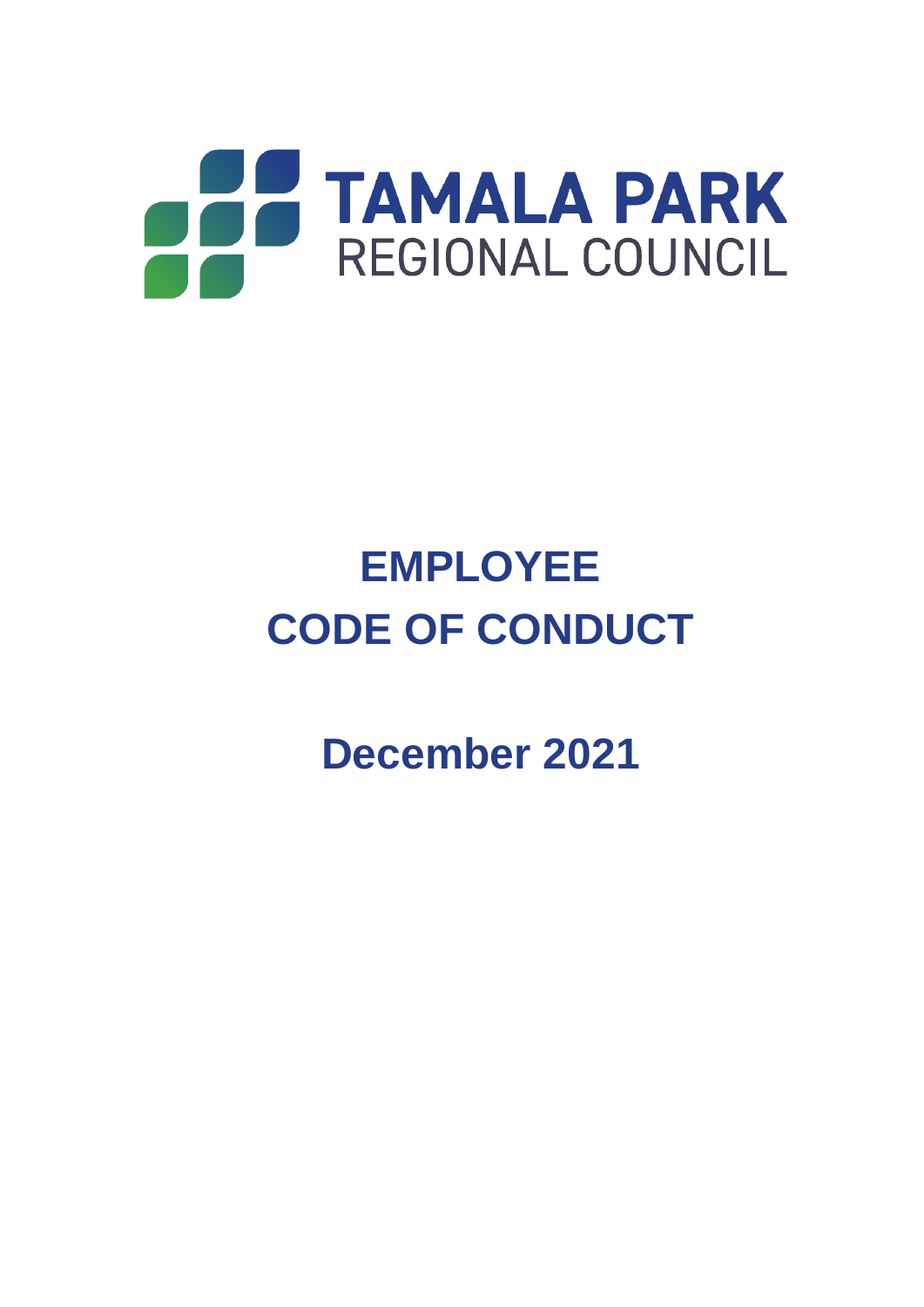TAMALA PARK
REGIONAL COUNCIL

# EMPLOYEE CODE OF CONDUCT

## December 2021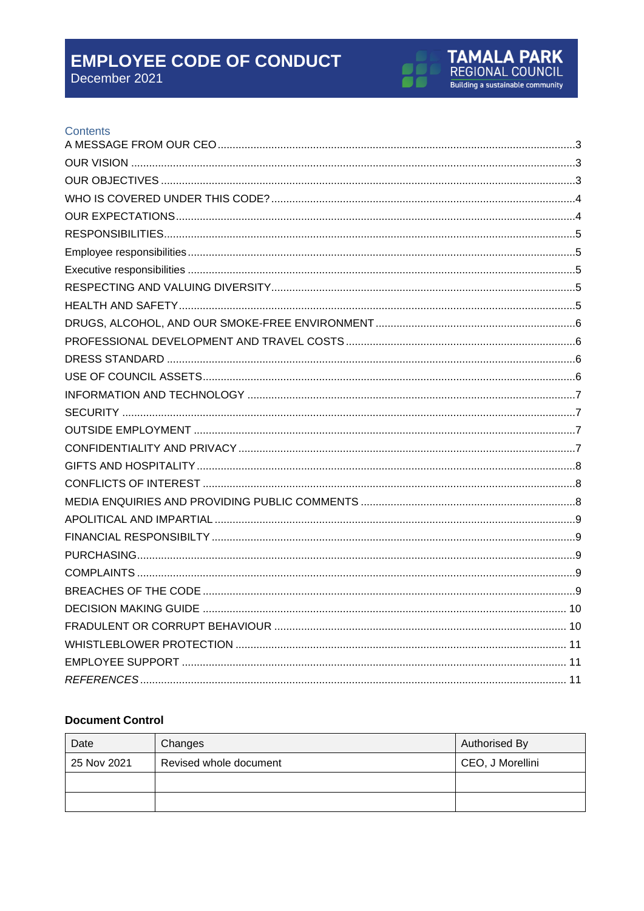# EMPLOYEE CODE OF CONDUCT
December 2021

TAMALA PARK REGIONAL COUNCIL
Building a sustainable community

## Contents

A MESSAGE FROM OUR CEO ..... 3
OUR VISION ..... 3
OUR OBJECTIVES ..... 3
WHO IS COVERED UNDER THIS CODE? ..... 4
OUR EXPECTATIONS ..... 4
RESPONSIBILITIES ..... 5
Employee responsibilities ..... 5
Executive responsibilities ..... 5
RESPECTING AND VALUING DIVERSITY ..... 5
HEALTH AND SAFETY ..... 5
DRUGS, ALCOHOL, AND OUR SMOKE-FREE ENVIRONMENT ..... 6
PROFESSIONAL DEVELOPMENT AND TRAVEL COSTS ..... 6
DRESS STANDARD ..... 6
USE OF COUNCIL ASSETS ..... 6
INFORMATION AND TECHNOLOGY ..... 7
SECURITY ..... 7
OUTSIDE EMPLOYMENT ..... 7
CONFIDENTIALITY AND PRIVACY ..... 7
GIFTS AND HOSPITALITY ..... 8
CONFLICTS OF INTEREST ..... 8
MEDIA ENQUIRIES AND PROVIDING PUBLIC COMMENTS ..... 8
APOLITICAL AND IMPARTIAL ..... 9
FINANCIAL RESPONSIBILTY ..... 9
PURCHASING ..... 9
COMPLAINTS ..... 9
BREACHES OF THE CODE ..... 9
DECISION MAKING GUIDE ..... 10
FRADULENT OR CORRUPT BEHAVIOUR ..... 10
WHISTLEBLOWER PROTECTION ..... 11
EMPLOYEE SUPPORT ..... 11
*REFERENCES* ..... 11

**Document Control**

| Date | Changes | Authorised By |
|---|---|---|
| 25 Nov 2021 | Revised whole document | CEO, J Morellini |
| | | |
| | | |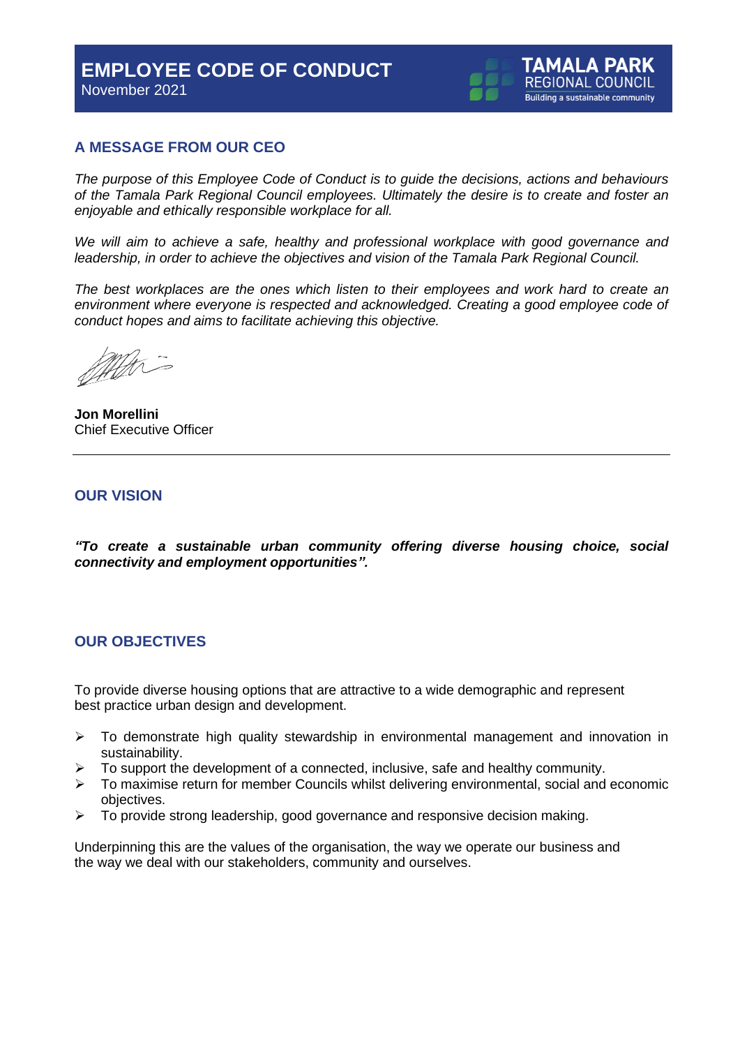# EMPLOYEE CODE OF CONDUCT

November 2021

TAMALA PARK REGIONAL COUNCIL
Building a sustainable community

## A MESSAGE FROM OUR CEO

*The purpose of this Employee Code of Conduct is to guide the decisions, actions and behaviours of the Tamala Park Regional Council employees. Ultimately the desire is to create and foster an enjoyable and ethically responsible workplace for all.*

*We will aim to achieve a safe, healthy and professional workplace with good governance and leadership, in order to achieve the objectives and vision of the Tamala Park Regional Council.*

*The best workplaces are the ones which listen to their employees and work hard to create an environment where everyone is respected and acknowledged. Creating a good employee code of conduct hopes and aims to facilitate achieving this objective.*

**Jon Morellini**
Chief Executive Officer

---

## OUR VISION

***"To create a sustainable urban community offering diverse housing choice, social connectivity and employment opportunities".***

## OUR OBJECTIVES

To provide diverse housing options that are attractive to a wide demographic and represent best practice urban design and development.

- To demonstrate high quality stewardship in environmental management and innovation in sustainability.
- To support the development of a connected, inclusive, safe and healthy community.
- To maximise return for member Councils whilst delivering environmental, social and economic objectives.
- To provide strong leadership, good governance and responsive decision making.

Underpinning this are the values of the organisation, the way we operate our business and the way we deal with our stakeholders, community and ourselves.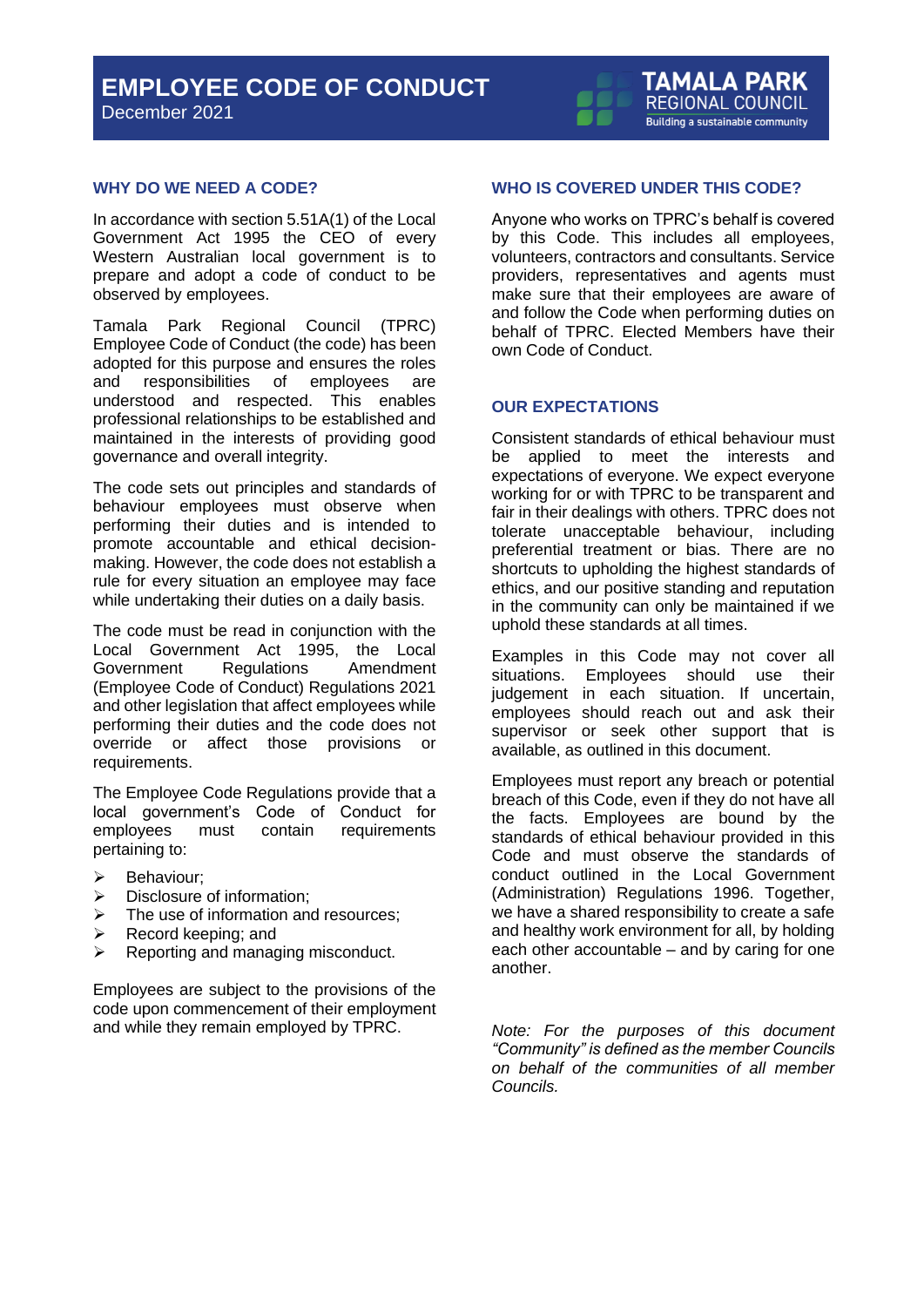# EMPLOYEE CODE OF CONDUCT

December 2021

TAMALA PARK REGIONAL COUNCIL
Building a sustainable community

## WHY DO WE NEED A CODE?

In accordance with section 5.51A(1) of the Local Government Act 1995 the CEO of every Western Australian local government is to prepare and adopt a code of conduct to be observed by employees.

Tamala Park Regional Council (TPRC) Employee Code of Conduct (the code) has been adopted for this purpose and ensures the roles and responsibilities of employees are understood and respected. This enables professional relationships to be established and maintained in the interests of providing good governance and overall integrity.

The code sets out principles and standards of behaviour employees must observe when performing their duties and is intended to promote accountable and ethical decision-making. However, the code does not establish a rule for every situation an employee may face while undertaking their duties on a daily basis.

The code must be read in conjunction with the Local Government Act 1995, the Local Government Regulations Amendment (Employee Code of Conduct) Regulations 2021 and other legislation that affect employees while performing their duties and the code does not override or affect those provisions or requirements.

The Employee Code Regulations provide that a local government's Code of Conduct for employees must contain requirements pertaining to:

- Behaviour;
- Disclosure of information;
- The use of information and resources;
- Record keeping; and
- Reporting and managing misconduct.

Employees are subject to the provisions of the code upon commencement of their employment and while they remain employed by TPRC.

## WHO IS COVERED UNDER THIS CODE?

Anyone who works on TPRC's behalf is covered by this Code. This includes all employees, volunteers, contractors and consultants. Service providers, representatives and agents must make sure that their employees are aware of and follow the Code when performing duties on behalf of TPRC. Elected Members have their own Code of Conduct.

## OUR EXPECTATIONS

Consistent standards of ethical behaviour must be applied to meet the interests and expectations of everyone. We expect everyone working for or with TPRC to be transparent and fair in their dealings with others. TPRC does not tolerate unacceptable behaviour, including preferential treatment or bias. There are no shortcuts to upholding the highest standards of ethics, and our positive standing and reputation in the community can only be maintained if we uphold these standards at all times.

Examples in this Code may not cover all situations. Employees should use their judgement in each situation. If uncertain, employees should reach out and ask their supervisor or seek other support that is available, as outlined in this document.

Employees must report any breach or potential breach of this Code, even if they do not have all the facts. Employees are bound by the standards of ethical behaviour provided in this Code and must observe the standards of conduct outlined in the Local Government (Administration) Regulations 1996. Together, we have a shared responsibility to create a safe and healthy work environment for all, by holding each other accountable – and by caring for one another.

*Note: For the purposes of this document "Community" is defined as the member Councils on behalf of the communities of all member Councils.*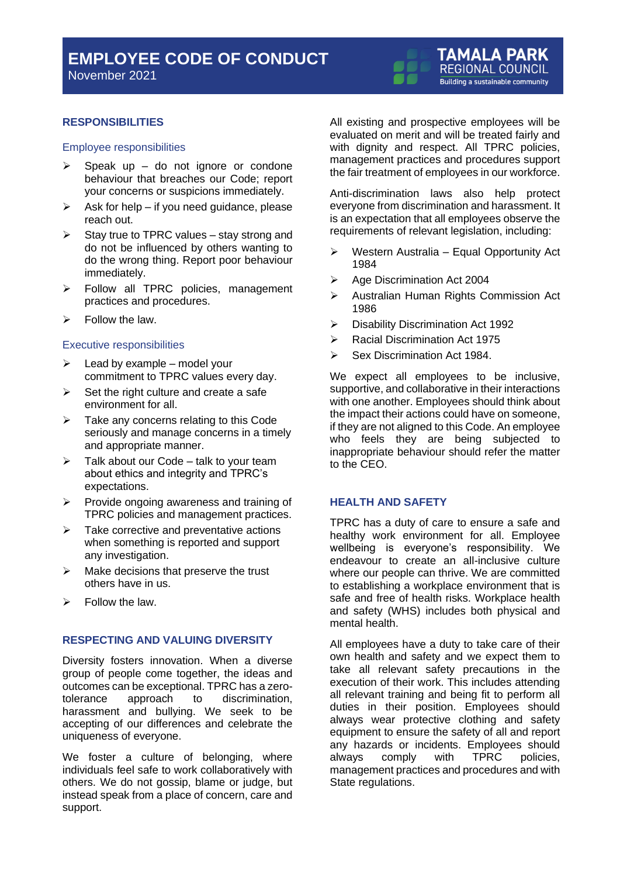## RESPONSIBILITIES

### Employee responsibilities

- Speak up – do not ignore or condone behaviour that breaches our Code; report your concerns or suspicions immediately.
- Ask for help – if you need guidance, please reach out.
- Stay true to TPRC values – stay strong and do not be influenced by others wanting to do the wrong thing. Report poor behaviour immediately.
- Follow all TPRC policies, management practices and procedures.
- Follow the law.

### Executive responsibilities

- Lead by example – model your commitment to TPRC values every day.
- Set the right culture and create a safe environment for all.
- Take any concerns relating to this Code seriously and manage concerns in a timely and appropriate manner.
- Talk about our Code – talk to your team about ethics and integrity and TPRC's expectations.
- Provide ongoing awareness and training of TPRC policies and management practices.
- Take corrective and preventative actions when something is reported and support any investigation.
- Make decisions that preserve the trust others have in us.
- Follow the law.

## RESPECTING AND VALUING DIVERSITY

Diversity fosters innovation. When a diverse group of people come together, the ideas and outcomes can be exceptional. TPRC has a zero-tolerance approach to discrimination, harassment and bullying. We seek to be accepting of our differences and celebrate the uniqueness of everyone.

We foster a culture of belonging, where individuals feel safe to work collaboratively with others. We do not gossip, blame or judge, but instead speak from a place of concern, care and support.

All existing and prospective employees will be evaluated on merit and will be treated fairly and with dignity and respect. All TPRC policies, management practices and procedures support the fair treatment of employees in our workforce.

Anti-discrimination laws also help protect everyone from discrimination and harassment. It is an expectation that all employees observe the requirements of relevant legislation, including:

- Western Australia – Equal Opportunity Act 1984
- Age Discrimination Act 2004
- Australian Human Rights Commission Act 1986
- Disability Discrimination Act 1992
- Racial Discrimination Act 1975
- Sex Discrimination Act 1984.

We expect all employees to be inclusive, supportive, and collaborative in their interactions with one another. Employees should think about the impact their actions could have on someone, if they are not aligned to this Code. An employee who feels they are being subjected to inappropriate behaviour should refer the matter to the CEO.

## HEALTH AND SAFETY

TPRC has a duty of care to ensure a safe and healthy work environment for all. Employee wellbeing is everyone's responsibility. We endeavour to create an all-inclusive culture where our people can thrive. We are committed to establishing a workplace environment that is safe and free of health risks. Workplace health and safety (WHS) includes both physical and mental health.

All employees have a duty to take care of their own health and safety and we expect them to take all relevant safety precautions in the execution of their work. This includes attending all relevant training and being fit to perform all duties in their position. Employees should always wear protective clothing and safety equipment to ensure the safety of all and report any hazards or incidents. Employees should always comply with TPRC policies, management practices and procedures and with State regulations.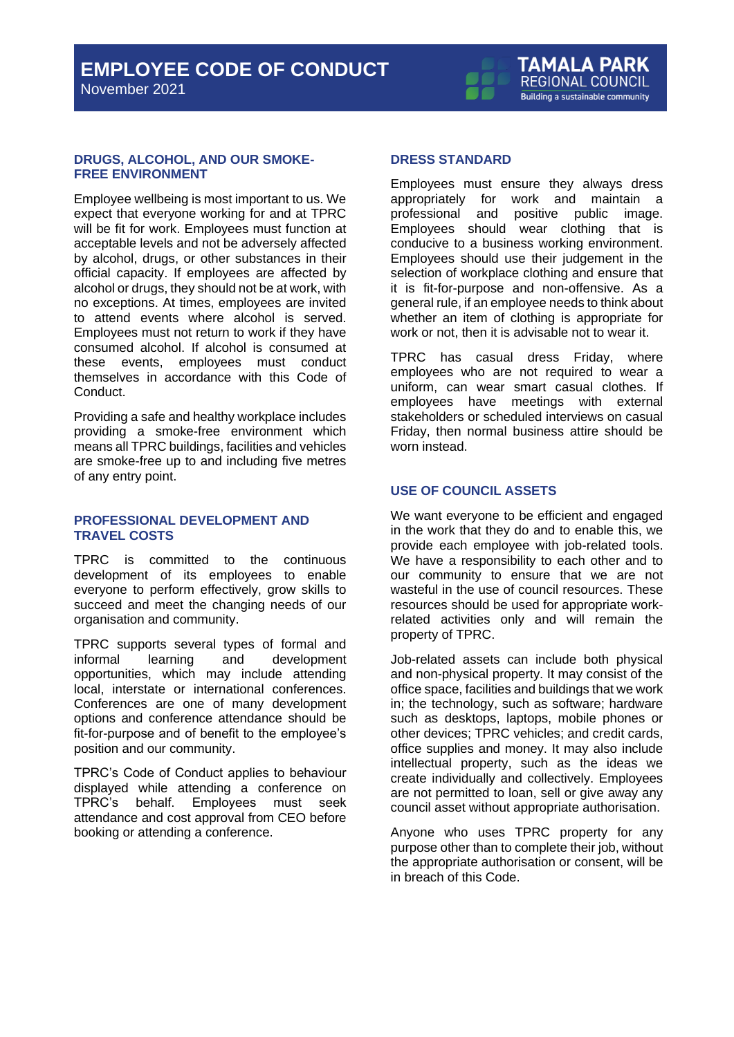## DRUGS, ALCOHOL, AND OUR SMOKE-FREE ENVIRONMENT

Employee wellbeing is most important to us. We expect that everyone working for and at TPRC will be fit for work. Employees must function at acceptable levels and not be adversely affected by alcohol, drugs, or other substances in their official capacity. If employees are affected by alcohol or drugs, they should not be at work, with no exceptions. At times, employees are invited to attend events where alcohol is served. Employees must not return to work if they have consumed alcohol. If alcohol is consumed at these events, employees must conduct themselves in accordance with this Code of Conduct.

Providing a safe and healthy workplace includes providing a smoke-free environment which means all TPRC buildings, facilities and vehicles are smoke-free up to and including five metres of any entry point.

## PROFESSIONAL DEVELOPMENT AND TRAVEL COSTS

TPRC is committed to the continuous development of its employees to enable everyone to perform effectively, grow skills to succeed and meet the changing needs of our organisation and community.

TPRC supports several types of formal and informal learning and development opportunities, which may include attending local, interstate or international conferences. Conferences are one of many development options and conference attendance should be fit-for-purpose and of benefit to the employee's position and our community.

TPRC's Code of Conduct applies to behaviour displayed while attending a conference on TPRC's behalf. Employees must seek attendance and cost approval from CEO before booking or attending a conference.

## DRESS STANDARD

Employees must ensure they always dress appropriately for work and maintain a professional and positive public image. Employees should wear clothing that is conducive to a business working environment. Employees should use their judgement in the selection of workplace clothing and ensure that it is fit-for-purpose and non-offensive. As a general rule, if an employee needs to think about whether an item of clothing is appropriate for work or not, then it is advisable not to wear it.

TPRC has casual dress Friday, where employees who are not required to wear a uniform, can wear smart casual clothes. If employees have meetings with external stakeholders or scheduled interviews on casual Friday, then normal business attire should be worn instead.

## USE OF COUNCIL ASSETS

We want everyone to be efficient and engaged in the work that they do and to enable this, we provide each employee with job-related tools. We have a responsibility to each other and to our community to ensure that we are not wasteful in the use of council resources. These resources should be used for appropriate work-related activities only and will remain the property of TPRC.

Job-related assets can include both physical and non-physical property. It may consist of the office space, facilities and buildings that we work in; the technology, such as software; hardware such as desktops, laptops, mobile phones or other devices; TPRC vehicles; and credit cards, office supplies and money. It may also include intellectual property, such as the ideas we create individually and collectively. Employees are not permitted to loan, sell or give away any council asset without appropriate authorisation.

Anyone who uses TPRC property for any purpose other than to complete their job, without the appropriate authorisation or consent, will be in breach of this Code.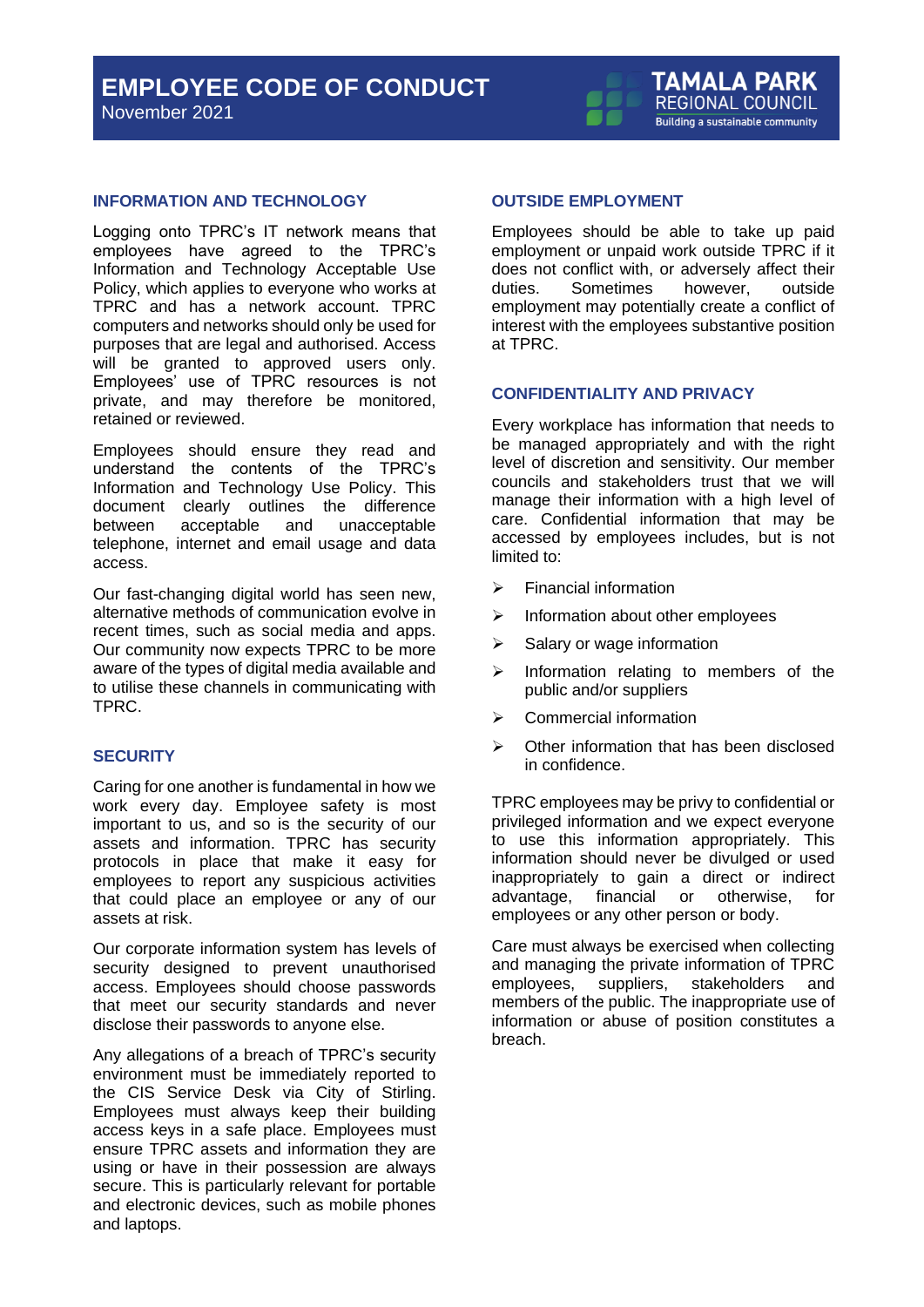## INFORMATION AND TECHNOLOGY

Logging onto TPRC's IT network means that employees have agreed to the TPRC's Information and Technology Acceptable Use Policy, which applies to everyone who works at TPRC and has a network account. TPRC computers and networks should only be used for purposes that are legal and authorised. Access will be granted to approved users only. Employees' use of TPRC resources is not private, and may therefore be monitored, retained or reviewed.

Employees should ensure they read and understand the contents of the TPRC's Information and Technology Use Policy. This document clearly outlines the difference between acceptable and unacceptable telephone, internet and email usage and data access.

Our fast-changing digital world has seen new, alternative methods of communication evolve in recent times, such as social media and apps. Our community now expects TPRC to be more aware of the types of digital media available and to utilise these channels in communicating with TPRC.

## SECURITY

Caring for one another is fundamental in how we work every day. Employee safety is most important to us, and so is the security of our assets and information. TPRC has security protocols in place that make it easy for employees to report any suspicious activities that could place an employee or any of our assets at risk.

Our corporate information system has levels of security designed to prevent unauthorised access. Employees should choose passwords that meet our security standards and never disclose their passwords to anyone else.

Any allegations of a breach of TPRC's security environment must be immediately reported to the CIS Service Desk via City of Stirling. Employees must always keep their building access keys in a safe place. Employees must ensure TPRC assets and information they are using or have in their possession are always secure. This is particularly relevant for portable and electronic devices, such as mobile phones and laptops.

## OUTSIDE EMPLOYMENT

Employees should be able to take up paid employment or unpaid work outside TPRC if it does not conflict with, or adversely affect their duties. Sometimes however, outside employment may potentially create a conflict of interest with the employees substantive position at TPRC.

## CONFIDENTIALITY AND PRIVACY

Every workplace has information that needs to be managed appropriately and with the right level of discretion and sensitivity. Our member councils and stakeholders trust that we will manage their information with a high level of care. Confidential information that may be accessed by employees includes, but is not limited to:

- Financial information
- Information about other employees
- Salary or wage information
- Information relating to members of the public and/or suppliers
- Commercial information
- Other information that has been disclosed in confidence.

TPRC employees may be privy to confidential or privileged information and we expect everyone to use this information appropriately. This information should never be divulged or used inappropriately to gain a direct or indirect advantage, financial or otherwise, for employees or any other person or body.

Care must always be exercised when collecting and managing the private information of TPRC employees, suppliers, stakeholders and members of the public. The inappropriate use of information or abuse of position constitutes a breach.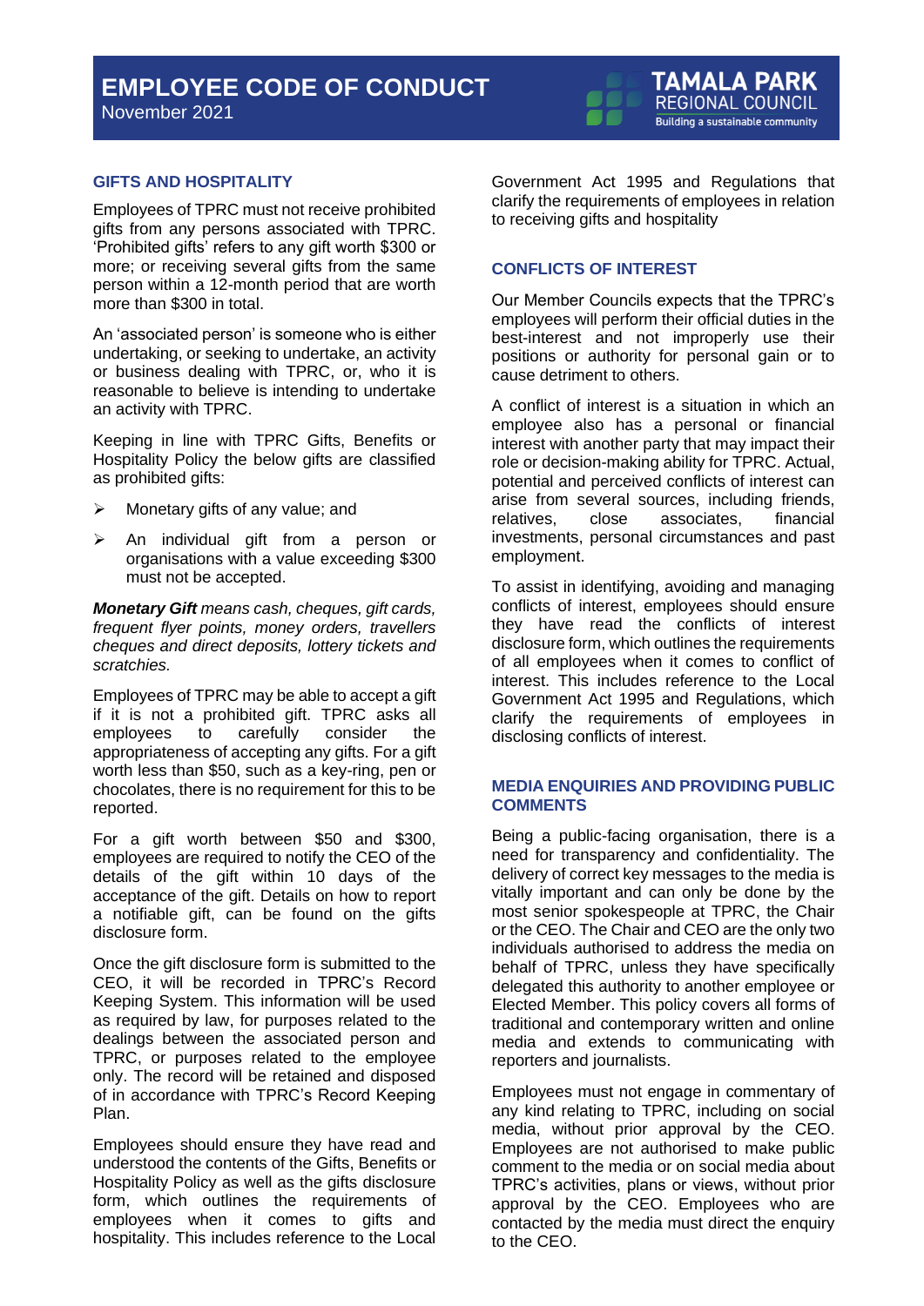## GIFTS AND HOSPITALITY

Employees of TPRC must not receive prohibited gifts from any persons associated with TPRC. 'Prohibited gifts' refers to any gift worth $300 or more; or receiving several gifts from the same person within a 12-month period that are worth more than $300 in total.

An 'associated person' is someone who is either undertaking, or seeking to undertake, an activity or business dealing with TPRC, or, who it is reasonable to believe is intending to undertake an activity with TPRC.

Keeping in line with TPRC Gifts, Benefits or Hospitality Policy the below gifts are classified as prohibited gifts:

- Monetary gifts of any value; and
- An individual gift from a person or organisations with a value exceeding $300 must not be accepted.

***Monetary Gift** means cash, cheques, gift cards, frequent flyer points, money orders, travellers cheques and direct deposits, lottery tickets and scratchies.*

Employees of TPRC may be able to accept a gift if it is not a prohibited gift. TPRC asks all employees to carefully consider the appropriateness of accepting any gifts. For a gift worth less than $50, such as a key-ring, pen or chocolates, there is no requirement for this to be reported.

For a gift worth between $50 and $300, employees are required to notify the CEO of the details of the gift within 10 days of the acceptance of the gift. Details on how to report a notifiable gift, can be found on the gifts disclosure form.

Once the gift disclosure form is submitted to the CEO, it will be recorded in TPRC's Record Keeping System. This information will be used as required by law, for purposes related to the dealings between the associated person and TPRC, or purposes related to the employee only. The record will be retained and disposed of in accordance with TPRC's Record Keeping Plan.

Employees should ensure they have read and understood the contents of the Gifts, Benefits or Hospitality Policy as well as the gifts disclosure form, which outlines the requirements of employees when it comes to gifts and hospitality. This includes reference to the Local Government Act 1995 and Regulations that clarify the requirements of employees in relation to receiving gifts and hospitality

## CONFLICTS OF INTEREST

Our Member Councils expects that the TPRC's employees will perform their official duties in the best-interest and not improperly use their positions or authority for personal gain or to cause detriment to others.

A conflict of interest is a situation in which an employee also has a personal or financial interest with another party that may impact their role or decision-making ability for TPRC. Actual, potential and perceived conflicts of interest can arise from several sources, including friends, relatives, close associates, financial investments, personal circumstances and past employment.

To assist in identifying, avoiding and managing conflicts of interest, employees should ensure they have read the conflicts of interest disclosure form, which outlines the requirements of all employees when it comes to conflict of interest. This includes reference to the Local Government Act 1995 and Regulations, which clarify the requirements of employees in disclosing conflicts of interest.

## MEDIA ENQUIRIES AND PROVIDING PUBLIC COMMENTS

Being a public-facing organisation, there is a need for transparency and confidentiality. The delivery of correct key messages to the media is vitally important and can only be done by the most senior spokespeople at TPRC, the Chair or the CEO. The Chair and CEO are the only two individuals authorised to address the media on behalf of TPRC, unless they have specifically delegated this authority to another employee or Elected Member. This policy covers all forms of traditional and contemporary written and online media and extends to communicating with reporters and journalists.

Employees must not engage in commentary of any kind relating to TPRC, including on social media, without prior approval by the CEO. Employees are not authorised to make public comment to the media or on social media about TPRC's activities, plans or views, without prior approval by the CEO. Employees who are contacted by the media must direct the enquiry to the CEO.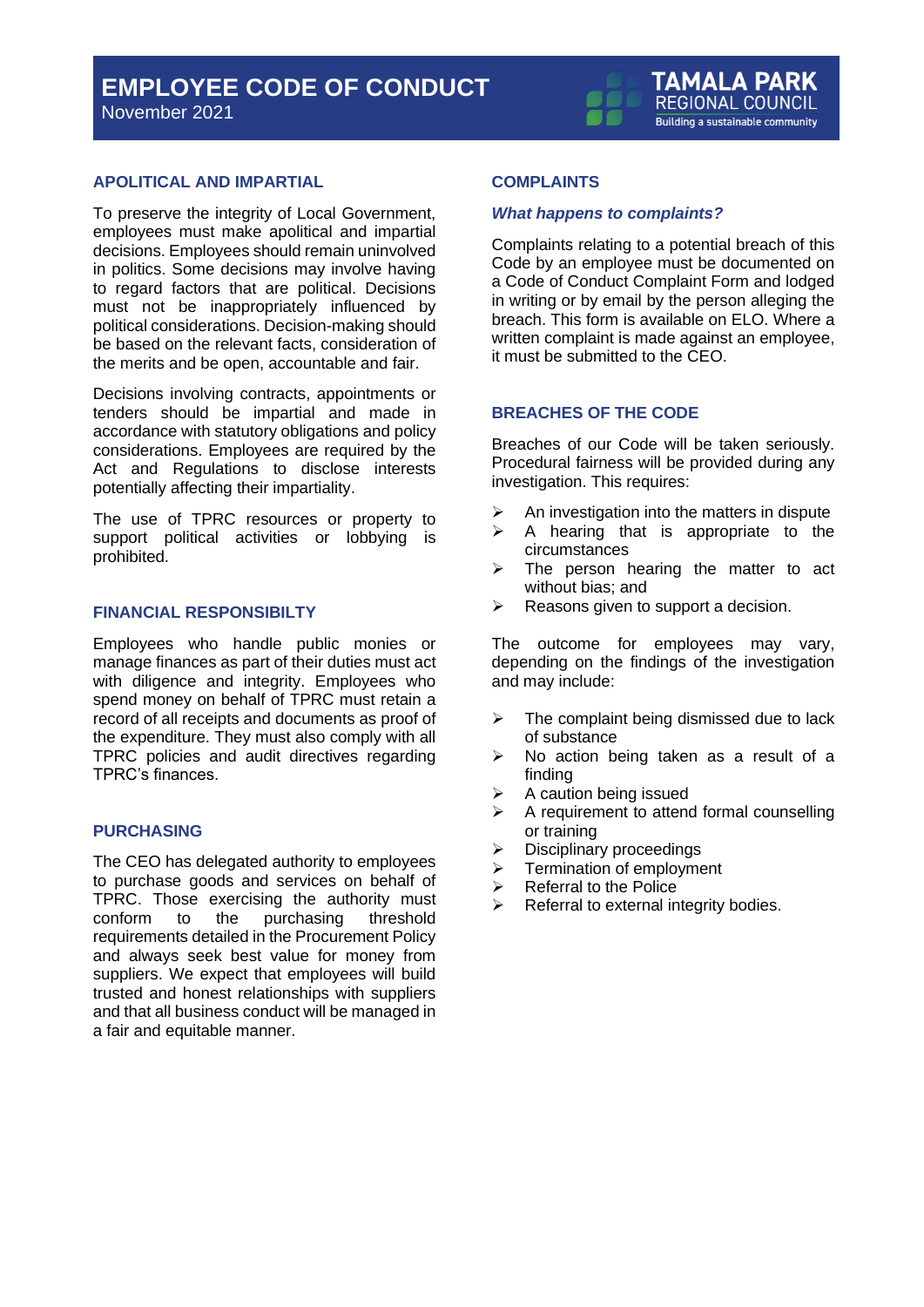## APOLITICAL AND IMPARTIAL

To preserve the integrity of Local Government, employees must make apolitical and impartial decisions. Employees should remain uninvolved in politics. Some decisions may involve having to regard factors that are political. Decisions must not be inappropriately influenced by political considerations. Decision-making should be based on the relevant facts, consideration of the merits and be open, accountable and fair.

Decisions involving contracts, appointments or tenders should be impartial and made in accordance with statutory obligations and policy considerations. Employees are required by the Act and Regulations to disclose interests potentially affecting their impartiality.

The use of TPRC resources or property to support political activities or lobbying is prohibited.

## FINANCIAL RESPONSIBILTY

Employees who handle public monies or manage finances as part of their duties must act with diligence and integrity. Employees who spend money on behalf of TPRC must retain a record of all receipts and documents as proof of the expenditure. They must also comply with all TPRC policies and audit directives regarding TPRC's finances.

## PURCHASING

The CEO has delegated authority to employees to purchase goods and services on behalf of TPRC. Those exercising the authority must conform to the purchasing threshold requirements detailed in the Procurement Policy and always seek best value for money from suppliers. We expect that employees will build trusted and honest relationships with suppliers and that all business conduct will be managed in a fair and equitable manner.

## COMPLAINTS

### *What happens to complaints?*

Complaints relating to a potential breach of this Code by an employee must be documented on a Code of Conduct Complaint Form and lodged in writing or by email by the person alleging the breach. This form is available on ELO. Where a written complaint is made against an employee, it must be submitted to the CEO.

## BREACHES OF THE CODE

Breaches of our Code will be taken seriously. Procedural fairness will be provided during any investigation. This requires:

- An investigation into the matters in dispute
- A hearing that is appropriate to the circumstances
- The person hearing the matter to act without bias; and
- Reasons given to support a decision.

The outcome for employees may vary, depending on the findings of the investigation and may include:

- The complaint being dismissed due to lack of substance
- No action being taken as a result of a finding
- A caution being issued
- A requirement to attend formal counselling or training
- Disciplinary proceedings
- Termination of employment
- Referral to the Police
- Referral to external integrity bodies.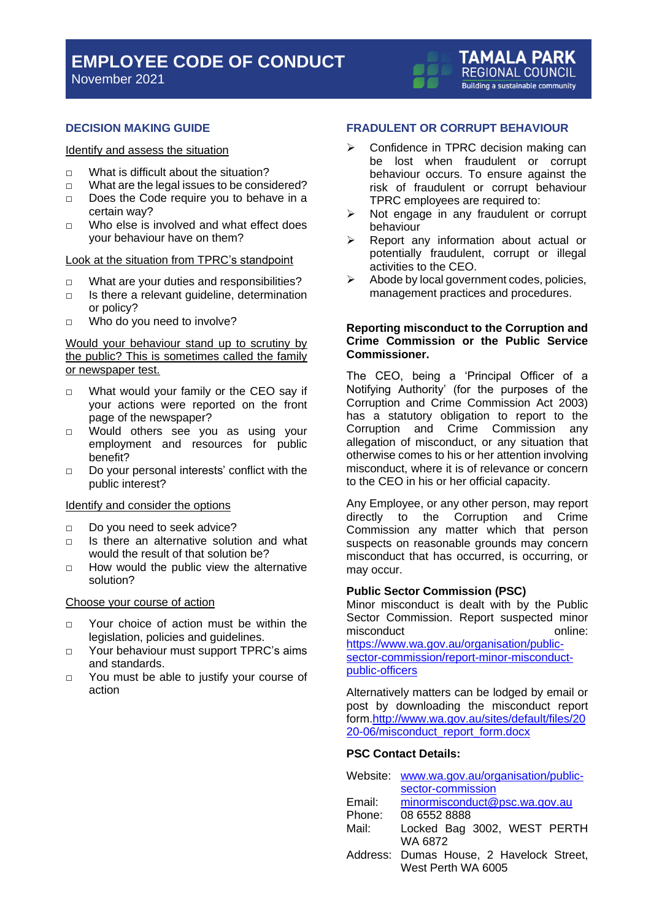## DECISION MAKING GUIDE

Identify and assess the situation

- What is difficult about the situation?
- What are the legal issues to be considered?
- Does the Code require you to behave in a certain way?
- Who else is involved and what effect does your behaviour have on them?

Look at the situation from TPRC's standpoint

- What are your duties and responsibilities?
- Is there a relevant guideline, determination or policy?
- Who do you need to involve?

Would your behaviour stand up to scrutiny by the public? This is sometimes called the family or newspaper test.

- What would your family or the CEO say if your actions were reported on the front page of the newspaper?
- Would others see you as using your employment and resources for public benefit?
- Do your personal interests' conflict with the public interest?

Identify and consider the options

- Do you need to seek advice?
- Is there an alternative solution and what would the result of that solution be?
- How would the public view the alternative solution?

Choose your course of action

- Your choice of action must be within the legislation, policies and guidelines.
- Your behaviour must support TPRC's aims and standards.
- You must be able to justify your course of action

## FRADULENT OR CORRUPT BEHAVIOUR

- Confidence in TPRC decision making can be lost when fraudulent or corrupt behaviour occurs. To ensure against the risk of fraudulent or corrupt behaviour TPRC employees are required to:
- Not engage in any fraudulent or corrupt behaviour
- Report any information about actual or potentially fraudulent, corrupt or illegal activities to the CEO.
- Abode by local government codes, policies, management practices and procedures.

**Reporting misconduct to the Corruption and Crime Commission or the Public Service Commissioner.**

The CEO, being a 'Principal Officer of a Notifying Authority' (for the purposes of the Corruption and Crime Commission Act 2003) has a statutory obligation to report to the Corruption and Crime Commission any allegation of misconduct, or any situation that otherwise comes to his or her attention involving misconduct, where it is of relevance or concern to the CEO in his or her official capacity.

Any Employee, or any other person, may report directly to the Corruption and Crime Commission any matter which that person suspects on reasonable grounds may concern misconduct that has occurred, is occurring, or may occur.

**Public Sector Commission (PSC)**

Minor misconduct is dealt with by the Public Sector Commission. Report suspected minor misconduct online: https://www.wa.gov.au/organisation/public-sector-commission/report-minor-misconduct-public-officers

Alternatively matters can be lodged by email or post by downloading the misconduct report form.http://www.wa.gov.au/sites/default/files/2020-06/misconduct_report_form.docx

**PSC Contact Details:**

| | |
|---|---|
| Website: | www.wa.gov.au/organisation/public-sector-commission |
| Email: | minormisconduct@psc.wa.gov.au |
| Phone: | 08 6552 8888 |
| Mail: | Locked Bag 3002, WEST PERTH WA 6872 |
| Address: | Dumas House, 2 Havelock Street, West Perth WA 6005 |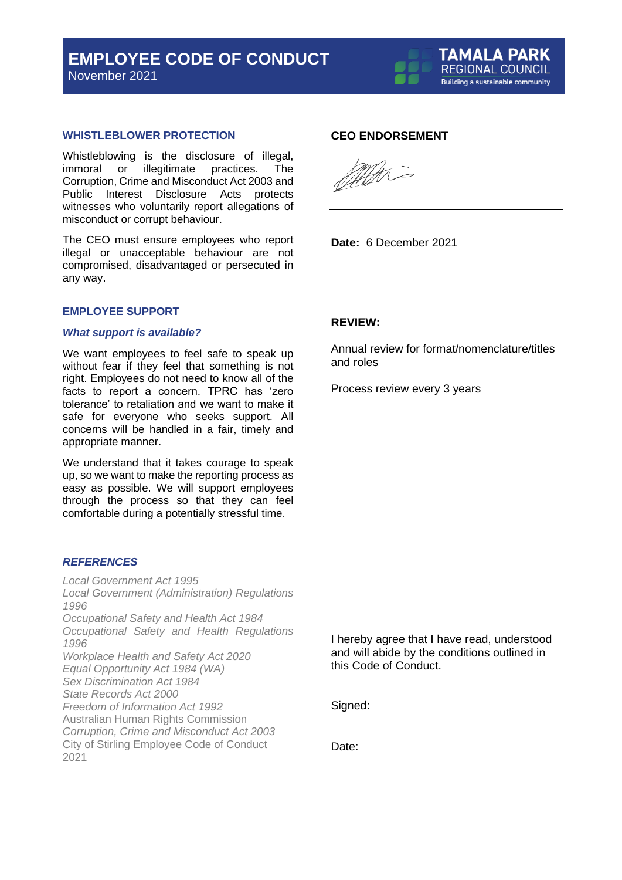## WHISTLEBLOWER PROTECTION

Whistleblowing is the disclosure of illegal, immoral or illegitimate practices. The Corruption, Crime and Misconduct Act 2003 and Public Interest Disclosure Acts protects witnesses who voluntarily report allegations of misconduct or corrupt behaviour.

The CEO must ensure employees who report illegal or unacceptable behaviour are not compromised, disadvantaged or persecuted in any way.

## EMPLOYEE SUPPORT

### *What support is available?*

We want employees to feel safe to speak up without fear if they feel that something is not right. Employees do not need to know all of the facts to report a concern. TPRC has 'zero tolerance' to retaliation and we want to make it safe for everyone who seeks support. All concerns will be handled in a fair, timely and appropriate manner.

We understand that it takes courage to speak up, so we want to make the reporting process as easy as possible. We will support employees through the process so that they can feel comfortable during a potentially stressful time.

### *REFERENCES*

*Local Government Act 1995*
*Local Government (Administration) Regulations 1996*
*Occupational Safety and Health Act 1984*
*Occupational Safety and Health Regulations 1996*
*Workplace Health and Safety Act 2020*
*Equal Opportunity Act 1984 (WA)*
*Sex Discrimination Act 1984*
*State Records Act 2000*
*Freedom of Information Act 1992*
Australian Human Rights Commission
*Corruption, Crime and Misconduct Act 2003*
City of Stirling Employee Code of Conduct 2021

## CEO ENDORSEMENT

_______________________

**Date:** 6 December 2021

## REVIEW:

Annual review for format/nomenclature/titles and roles

Process review every 3 years

I hereby agree that I have read, understood and will abide by the conditions outlined in this Code of Conduct.

Signed: _______________________

Date: _______________________